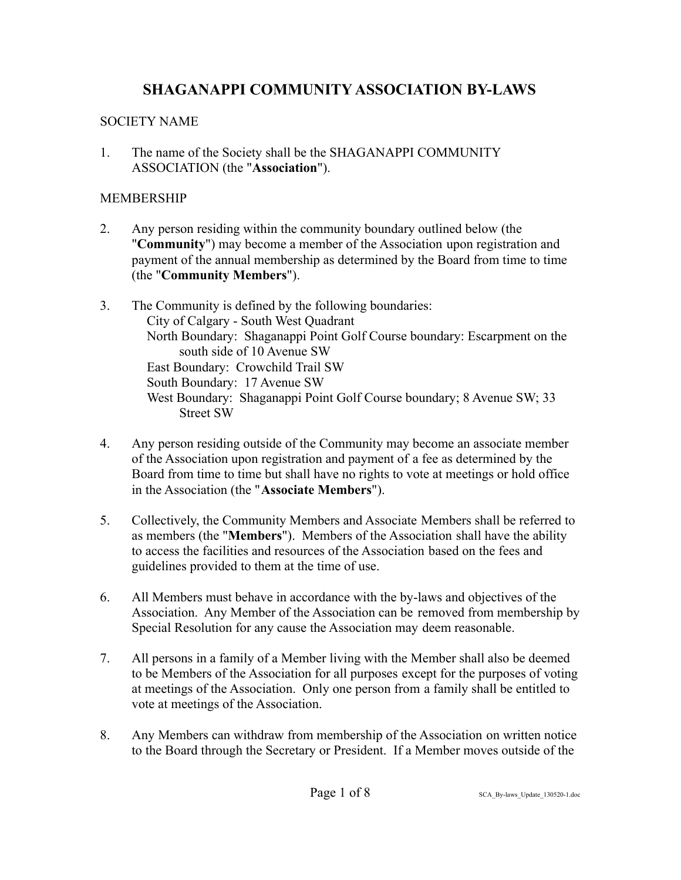# SHAGANAPPI COMMUNITY ASSOCIATION BY-LAWS

## SOCIETY NAME

1. The name of the Society shall be the SHAGANAPPI COMMUNITY ASSOCIATION (the "**Association**").

## MEMBERSHIP

2. Any person residing within the community boundary outlined below (the "**Community**") may become a member of the Association upon registration and payment of the annual membership as determined by the Board from time to time (the "**Community Members**").

3. The Community is defined by the following boundaries:
   City of Calgary - South West Quadrant
   North Boundary: Shaganappi Point Golf Course boundary: Escarpment on the south side of 10 Avenue SW
   East Boundary: Crowchild Trail SW
   South Boundary: 17 Avenue SW
   West Boundary: Shaganappi Point Golf Course boundary; 8 Avenue SW; 33 Street SW

4. Any person residing outside of the Community may become an associate member of the Association upon registration and payment of a fee as determined by the Board from time to time but shall have no rights to vote at meetings or hold office in the Association (the "**Associate Members**").

5. Collectively, the Community Members and Associate Members shall be referred to as members (the "**Members**"). Members of the Association shall have the ability to access the facilities and resources of the Association based on the fees and guidelines provided to them at the time of use.

6. All Members must behave in accordance with the by-laws and objectives of the Association. Any Member of the Association can be removed from membership by Special Resolution for any cause the Association may deem reasonable.

7. All persons in a family of a Member living with the Member shall also be deemed to be Members of the Association for all purposes except for the purposes of voting at meetings of the Association. Only one person from a family shall be entitled to vote at meetings of the Association.

8. Any Members can withdraw from membership of the Association on written notice to the Board through the Secretary or President. If a Member moves outside of the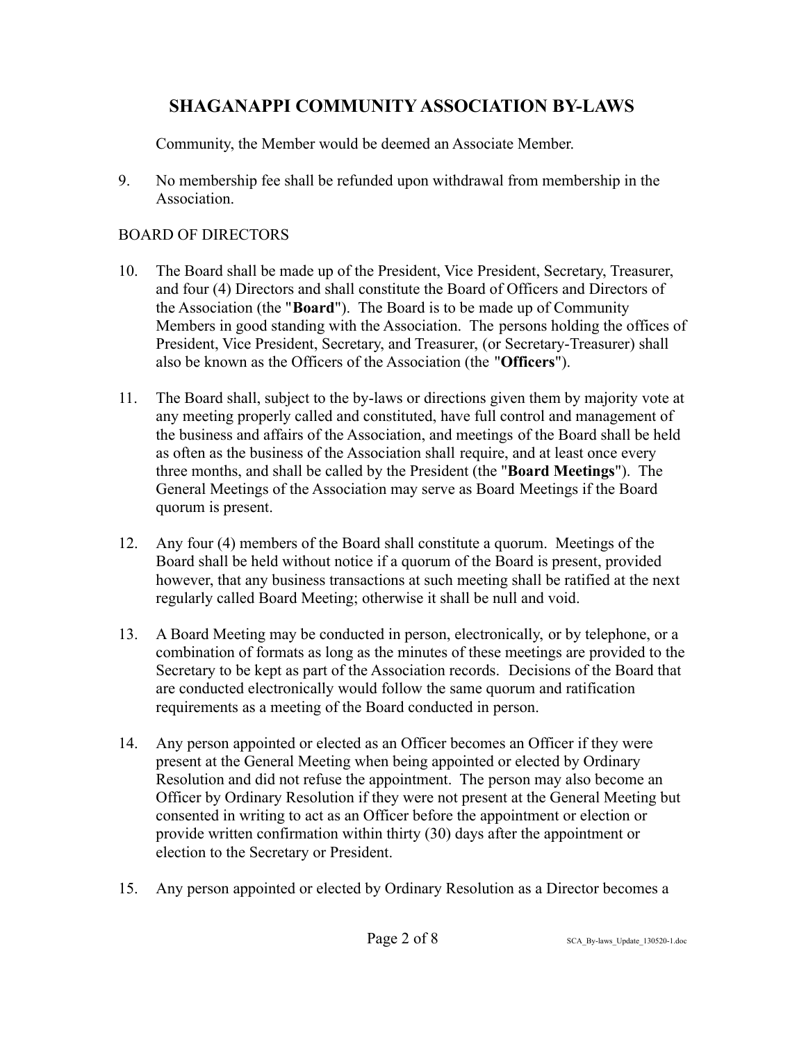Community, the Member would be deemed an Associate Member.

9. No membership fee shall be refunded upon withdrawal from membership in the Association.

BOARD OF DIRECTORS

10. The Board shall be made up of the President, Vice President, Secretary, Treasurer, and four (4) Directors and shall constitute the Board of Officers and Directors of the Association (the "**Board**"). The Board is to be made up of Community Members in good standing with the Association. The persons holding the offices of President, Vice President, Secretary, and Treasurer, (or Secretary-Treasurer) shall also be known as the Officers of the Association (the "**Officers**").

11. The Board shall, subject to the by-laws or directions given them by majority vote at any meeting properly called and constituted, have full control and management of the business and affairs of the Association, and meetings of the Board shall be held as often as the business of the Association shall require, and at least once every three months, and shall be called by the President (the "**Board Meetings**"). The General Meetings of the Association may serve as Board Meetings if the Board quorum is present.

12. Any four (4) members of the Board shall constitute a quorum. Meetings of the Board shall be held without notice if a quorum of the Board is present, provided however, that any business transactions at such meeting shall be ratified at the next regularly called Board Meeting; otherwise it shall be null and void.

13. A Board Meeting may be conducted in person, electronically, or by telephone, or a combination of formats as long as the minutes of these meetings are provided to the Secretary to be kept as part of the Association records. Decisions of the Board that are conducted electronically would follow the same quorum and ratification requirements as a meeting of the Board conducted in person.

14. Any person appointed or elected as an Officer becomes an Officer if they were present at the General Meeting when being appointed or elected by Ordinary Resolution and did not refuse the appointment. The person may also become an Officer by Ordinary Resolution if they were not present at the General Meeting but consented in writing to act as an Officer before the appointment or election or provide written confirmation within thirty (30) days after the appointment or election to the Secretary or President.

15. Any person appointed or elected by Ordinary Resolution as a Director becomes a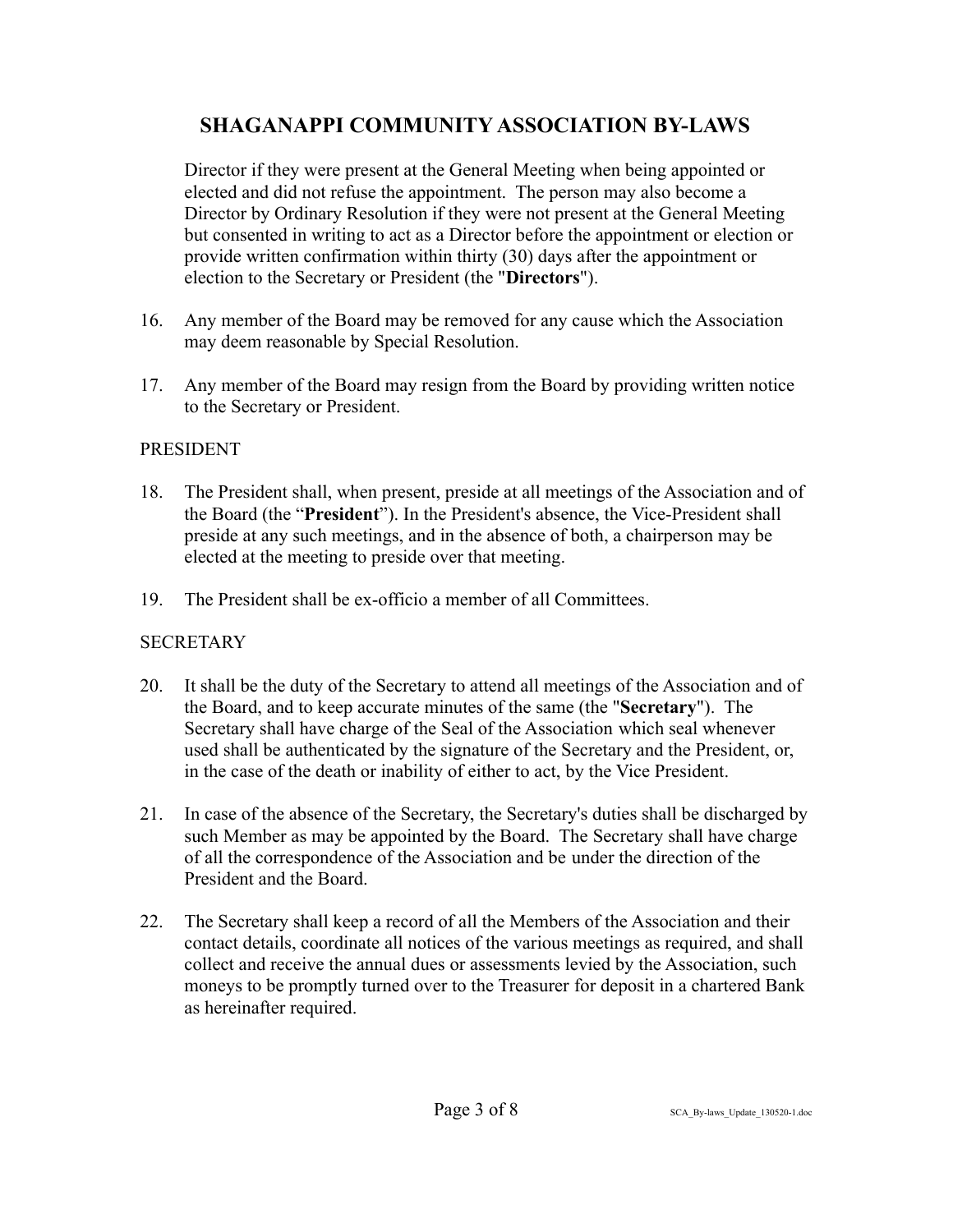Director if they were present at the General Meeting when being appointed or elected and did not refuse the appointment. The person may also become a Director by Ordinary Resolution if they were not present at the General Meeting but consented in writing to act as a Director before the appointment or election or provide written confirmation within thirty (30) days after the appointment or election to the Secretary or President (the "**Directors**").

16. Any member of the Board may be removed for any cause which the Association may deem reasonable by Special Resolution.

17. Any member of the Board may resign from the Board by providing written notice to the Secretary or President.

PRESIDENT

18. The President shall, when present, preside at all meetings of the Association and of the Board (the "**President**"). In the President's absence, the Vice-President shall preside at any such meetings, and in the absence of both, a chairperson may be elected at the meeting to preside over that meeting.

19. The President shall be ex-officio a member of all Committees.

SECRETARY

20. It shall be the duty of the Secretary to attend all meetings of the Association and of the Board, and to keep accurate minutes of the same (the "**Secretary**"). The Secretary shall have charge of the Seal of the Association which seal whenever used shall be authenticated by the signature of the Secretary and the President, or, in the case of the death or inability of either to act, by the Vice President.

21. In case of the absence of the Secretary, the Secretary's duties shall be discharged by such Member as may be appointed by the Board. The Secretary shall have charge of all the correspondence of the Association and be under the direction of the President and the Board.

22. The Secretary shall keep a record of all the Members of the Association and their contact details, coordinate all notices of the various meetings as required, and shall collect and receive the annual dues or assessments levied by the Association, such moneys to be promptly turned over to the Treasurer for deposit in a chartered Bank as hereinafter required.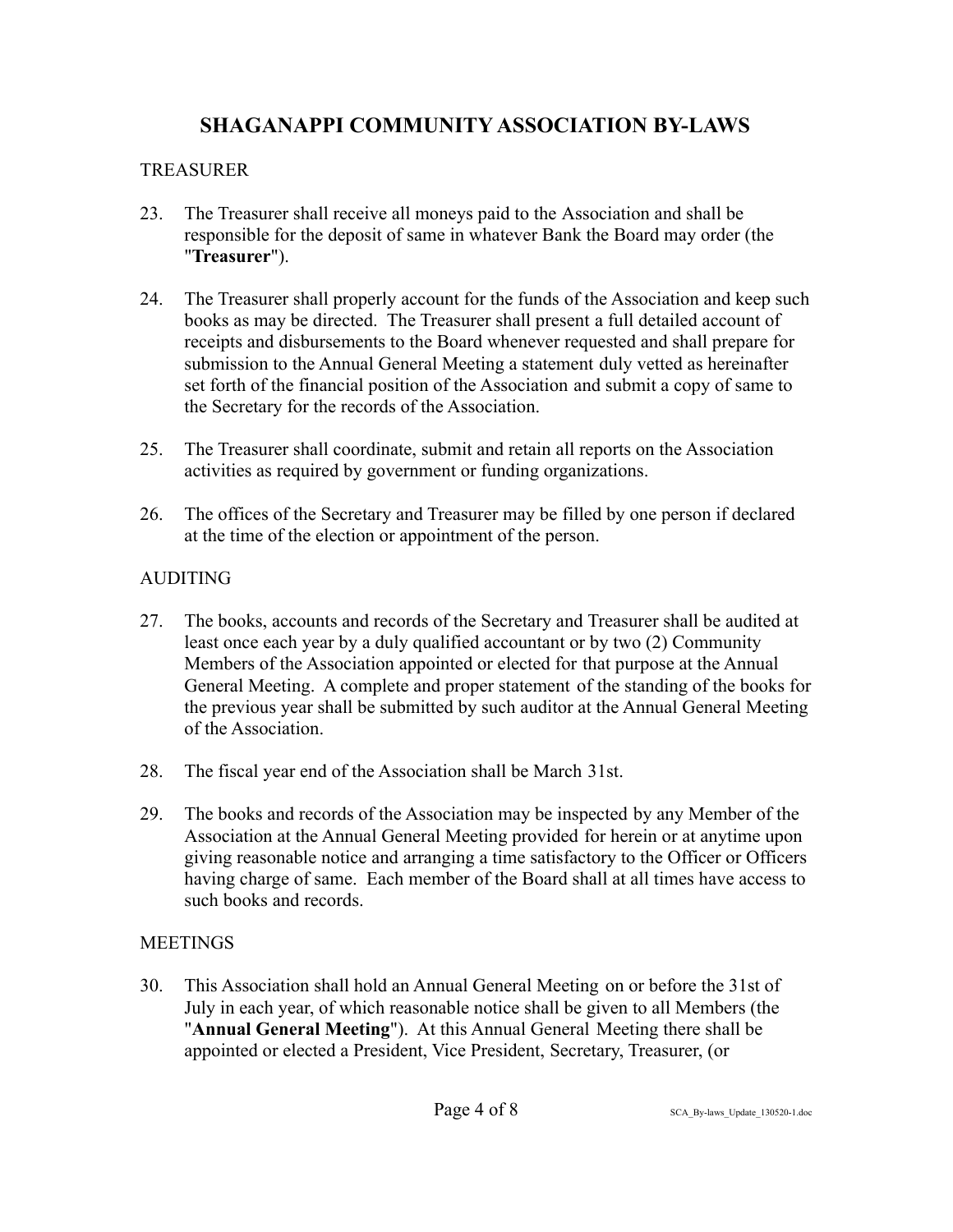# SHAGANAPPI COMMUNITY ASSOCIATION BY-LAWS

## TREASURER

23. The Treasurer shall receive all moneys paid to the Association and shall be responsible for the deposit of same in whatever Bank the Board may order (the "**Treasurer**").

24. The Treasurer shall properly account for the funds of the Association and keep such books as may be directed. The Treasurer shall present a full detailed account of receipts and disbursements to the Board whenever requested and shall prepare for submission to the Annual General Meeting a statement duly vetted as hereinafter set forth of the financial position of the Association and submit a copy of same to the Secretary for the records of the Association.

25. The Treasurer shall coordinate, submit and retain all reports on the Association activities as required by government or funding organizations.

26. The offices of the Secretary and Treasurer may be filled by one person if declared at the time of the election or appointment of the person.

## AUDITING

27. The books, accounts and records of the Secretary and Treasurer shall be audited at least once each year by a duly qualified accountant or by two (2) Community Members of the Association appointed or elected for that purpose at the Annual General Meeting. A complete and proper statement of the standing of the books for the previous year shall be submitted by such auditor at the Annual General Meeting of the Association.

28. The fiscal year end of the Association shall be March 31st.

29. The books and records of the Association may be inspected by any Member of the Association at the Annual General Meeting provided for herein or at anytime upon giving reasonable notice and arranging a time satisfactory to the Officer or Officers having charge of same. Each member of the Board shall at all times have access to such books and records.

## MEETINGS

30. This Association shall hold an Annual General Meeting on or before the 31st of July in each year, of which reasonable notice shall be given to all Members (the "**Annual General Meeting**"). At this Annual General Meeting there shall be appointed or elected a President, Vice President, Secretary, Treasurer, (or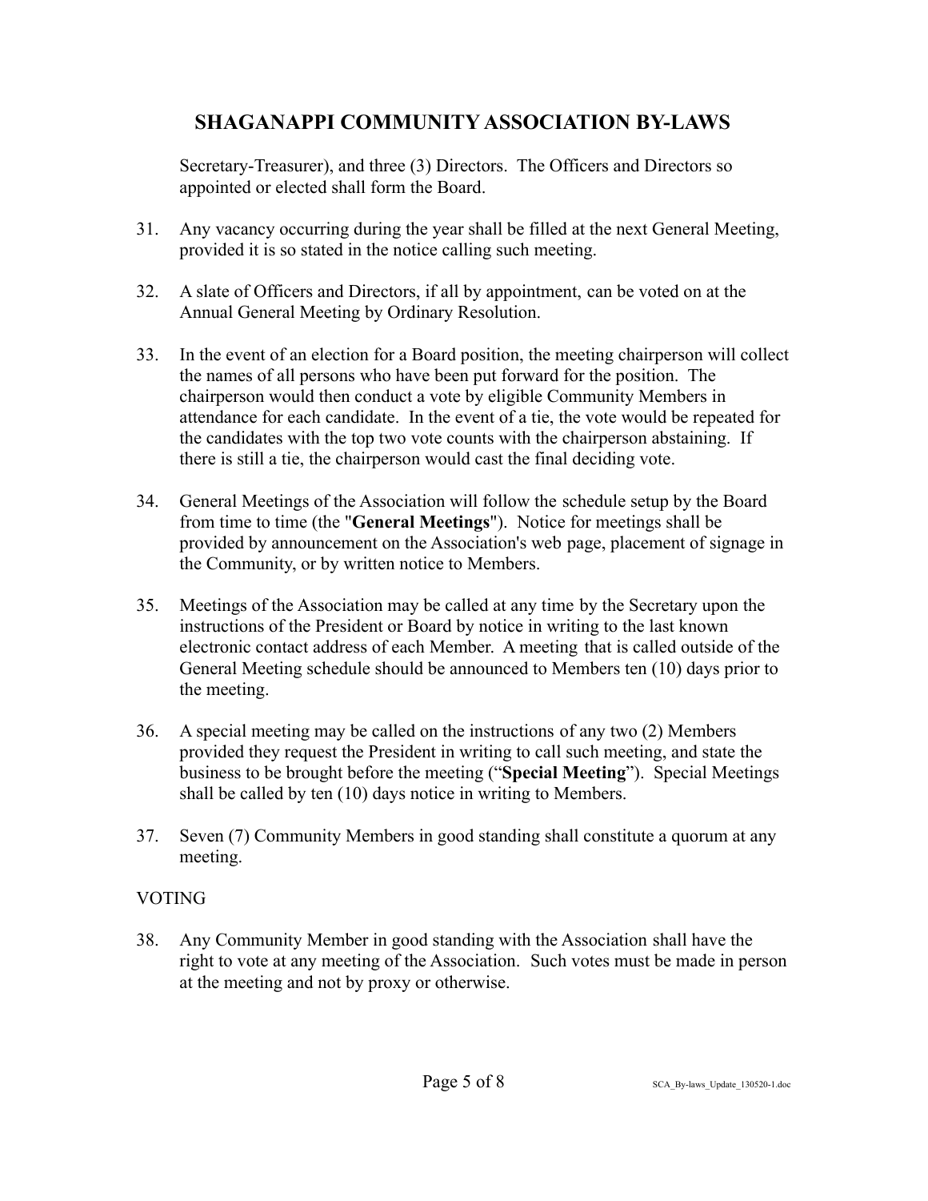Secretary-Treasurer), and three (3) Directors. The Officers and Directors so appointed or elected shall form the Board.

31. Any vacancy occurring during the year shall be filled at the next General Meeting, provided it is so stated in the notice calling such meeting.

32. A slate of Officers and Directors, if all by appointment, can be voted on at the Annual General Meeting by Ordinary Resolution.

33. In the event of an election for a Board position, the meeting chairperson will collect the names of all persons who have been put forward for the position. The chairperson would then conduct a vote by eligible Community Members in attendance for each candidate. In the event of a tie, the vote would be repeated for the candidates with the top two vote counts with the chairperson abstaining. If there is still a tie, the chairperson would cast the final deciding vote.

34. General Meetings of the Association will follow the schedule setup by the Board from time to time (the "**General Meetings**"). Notice for meetings shall be provided by announcement on the Association's web page, placement of signage in the Community, or by written notice to Members.

35. Meetings of the Association may be called at any time by the Secretary upon the instructions of the President or Board by notice in writing to the last known electronic contact address of each Member. A meeting that is called outside of the General Meeting schedule should be announced to Members ten (10) days prior to the meeting.

36. A special meeting may be called on the instructions of any two (2) Members provided they request the President in writing to call such meeting, and state the business to be brought before the meeting ("**Special Meeting**"). Special Meetings shall be called by ten (10) days notice in writing to Members.

37. Seven (7) Community Members in good standing shall constitute a quorum at any meeting.

VOTING

38. Any Community Member in good standing with the Association shall have the right to vote at any meeting of the Association. Such votes must be made in person at the meeting and not by proxy or otherwise.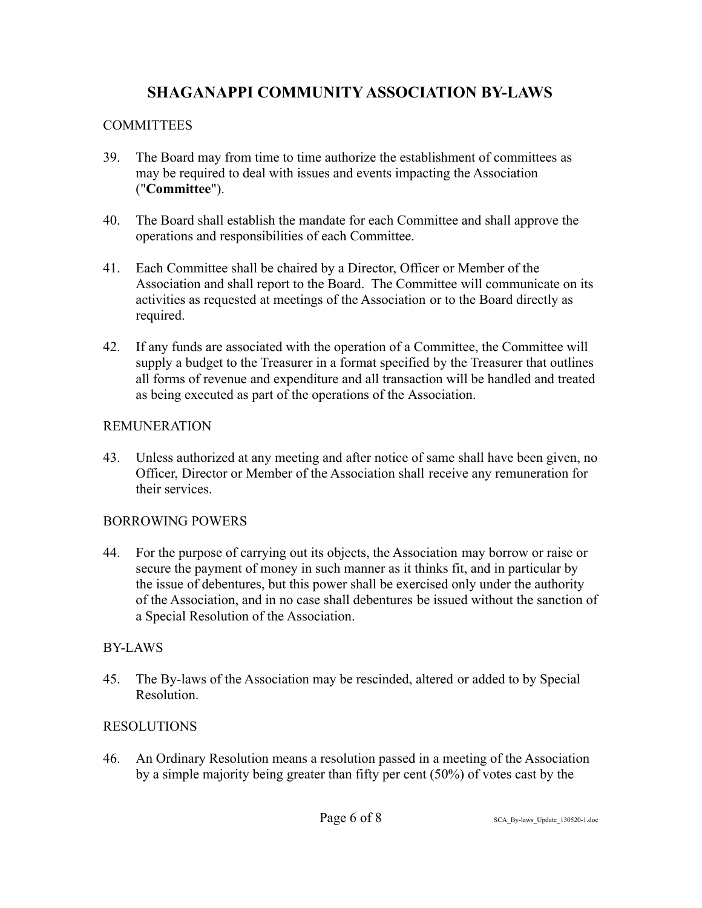# SHAGANAPPI COMMUNITY ASSOCIATION BY-LAWS

## COMMITTEES

39. The Board may from time to time authorize the establishment of committees as may be required to deal with issues and events impacting the Association ("**Committee**").

40. The Board shall establish the mandate for each Committee and shall approve the operations and responsibilities of each Committee.

41. Each Committee shall be chaired by a Director, Officer or Member of the Association and shall report to the Board. The Committee will communicate on its activities as requested at meetings of the Association or to the Board directly as required.

42. If any funds are associated with the operation of a Committee, the Committee will supply a budget to the Treasurer in a format specified by the Treasurer that outlines all forms of revenue and expenditure and all transaction will be handled and treated as being executed as part of the operations of the Association.

## REMUNERATION

43. Unless authorized at any meeting and after notice of same shall have been given, no Officer, Director or Member of the Association shall receive any remuneration for their services.

## BORROWING POWERS

44. For the purpose of carrying out its objects, the Association may borrow or raise or secure the payment of money in such manner as it thinks fit, and in particular by the issue of debentures, but this power shall be exercised only under the authority of the Association, and in no case shall debentures be issued without the sanction of a Special Resolution of the Association.

## BY-LAWS

45. The By-laws of the Association may be rescinded, altered or added to by Special Resolution.

## RESOLUTIONS

46. An Ordinary Resolution means a resolution passed in a meeting of the Association by a simple majority being greater than fifty per cent (50%) of votes cast by the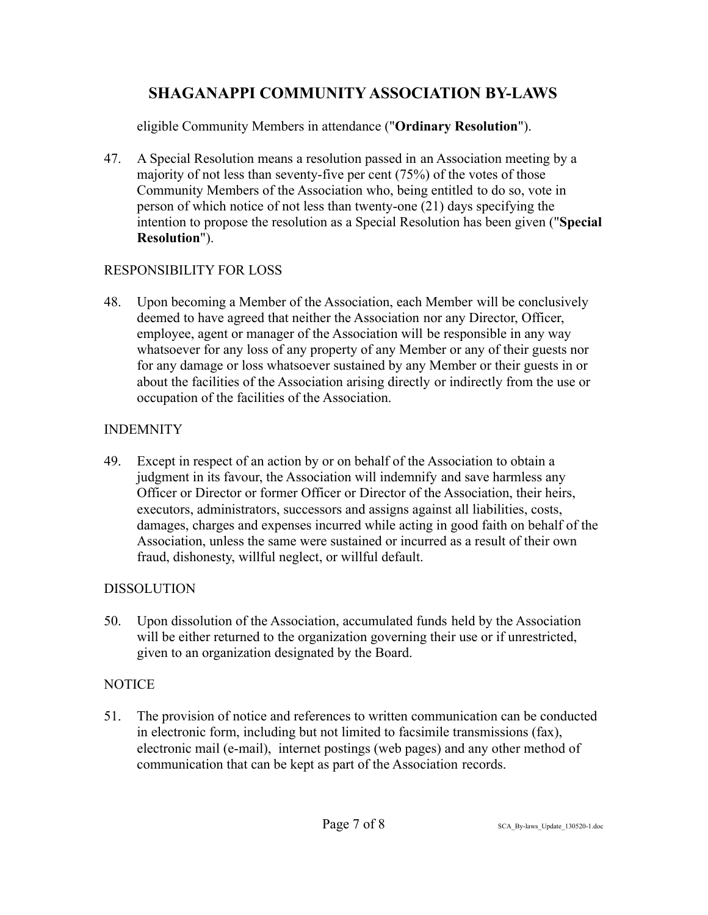eligible Community Members in attendance ("**Ordinary Resolution**").

47. A Special Resolution means a resolution passed in an Association meeting by a majority of not less than seventy-five per cent (75%) of the votes of those Community Members of the Association who, being entitled to do so, vote in person of which notice of not less than twenty-one (21) days specifying the intention to propose the resolution as a Special Resolution has been given ("**Special Resolution**").

## RESPONSIBILITY FOR LOSS

48. Upon becoming a Member of the Association, each Member will be conclusively deemed to have agreed that neither the Association nor any Director, Officer, employee, agent or manager of the Association will be responsible in any way whatsoever for any loss of any property of any Member or any of their guests nor for any damage or loss whatsoever sustained by any Member or their guests in or about the facilities of the Association arising directly or indirectly from the use or occupation of the facilities of the Association.

## INDEMNITY

49. Except in respect of an action by or on behalf of the Association to obtain a judgment in its favour, the Association will indemnify and save harmless any Officer or Director or former Officer or Director of the Association, their heirs, executors, administrators, successors and assigns against all liabilities, costs, damages, charges and expenses incurred while acting in good faith on behalf of the Association, unless the same were sustained or incurred as a result of their own fraud, dishonesty, willful neglect, or willful default.

## DISSOLUTION

50. Upon dissolution of the Association, accumulated funds held by the Association will be either returned to the organization governing their use or if unrestricted, given to an organization designated by the Board.

## NOTICE

51. The provision of notice and references to written communication can be conducted in electronic form, including but not limited to facsimile transmissions (fax), electronic mail (e-mail), internet postings (web pages) and any other method of communication that can be kept as part of the Association records.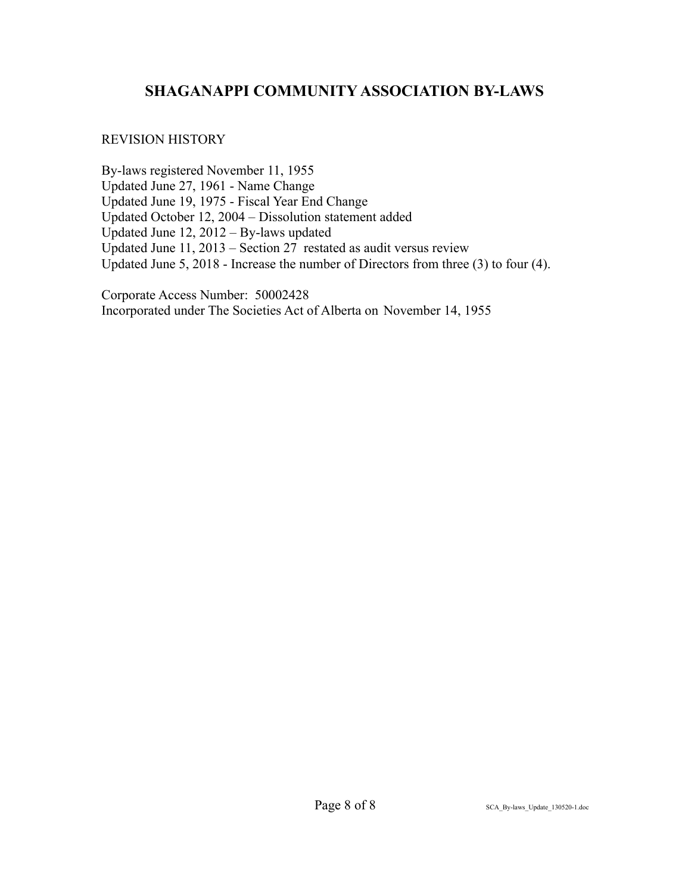## SHAGANAPPI COMMUNITY ASSOCIATION BY-LAWS

REVISION HISTORY

By-laws registered November 11, 1955
Updated June 27, 1961 - Name Change
Updated June 19, 1975 - Fiscal Year End Change
Updated October 12, 2004 – Dissolution statement added
Updated June 12, 2012 – By-laws updated
Updated June 11, 2013 – Section 27 restated as audit versus review
Updated June 5, 2018 - Increase the number of Directors from three (3) to four (4).

Corporate Access Number: 50002428
Incorporated under The Societies Act of Alberta on November 14, 1955